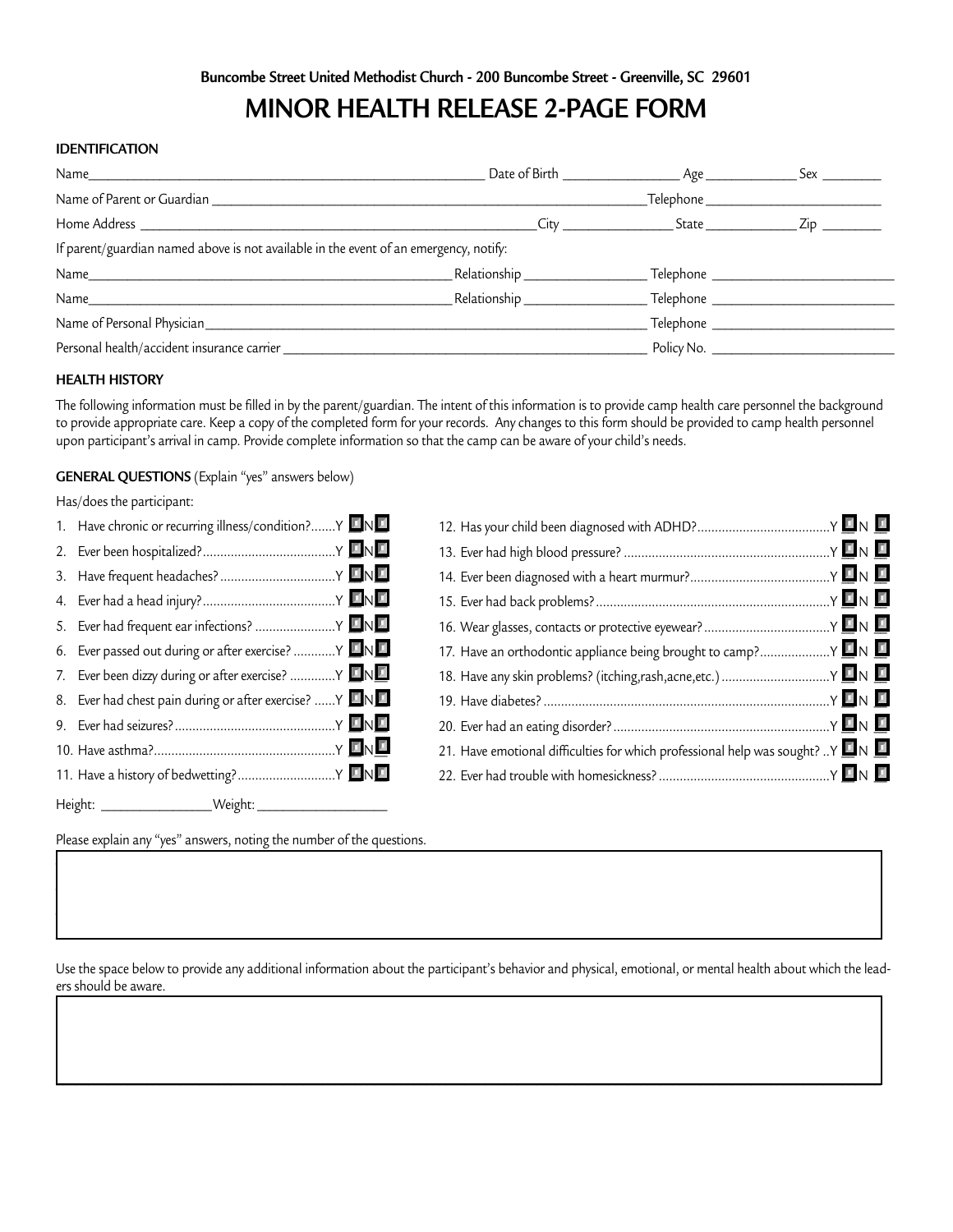**Buncombe Street United Methodist Church - 200 Buncombe Street - Greenville, SC 29601**

# MINOR HEALTH RELEASE 2-PAGE FORM

### IDENTIFICATION

Name\_\_\_\_\_\_\_\_\_\_\_\_\_\_\_\_\_\_\_\_\_\_\_\_\_\_\_\_\_\_\_\_\_\_\_\_\_\_\_\_ Date of Birth \_\_\_\_\_\_\_\_\_\_\_\_\_ Age \_\_\_\_\_\_\_\_\_\_ Sex \_\_\_\_\_\_\_

Name of Parent or Guardian \_\_\_\_\_\_\_\_\_\_\_\_\_\_\_\_\_\_\_\_\_\_\_\_\_\_\_\_\_\_\_\_\_\_\_\_\_\_\_\_\_\_\_\_\_\_Telephone \_\_\_\_\_\_\_\_\_\_\_\_\_\_\_\_\_\_\_\_

Home Address \_\_\_\_\_\_\_\_\_\_\_\_\_\_\_\_\_\_\_\_\_\_\_\_\_\_\_\_\_\_\_\_\_\_\_\_\_\_\_\_\_\_City \_\_\_\_\_\_\_\_\_\_\_\_ State \_\_\_\_\_\_\_\_\_\_ Zip \_\_\_\_\_\_\_

If parent/guardian named above is not available in the event of an emergency, notify:

Name\_\_\_\_\_\_\_\_\_\_\_\_\_\_\_\_\_\_\_\_\_\_\_\_\_\_\_\_\_\_\_\_\_\_\_\_\_\_ Relationship \_\_\_\_\_\_\_\_\_\_\_\_\_\_ Telephone \_\_\_\_\_\_\_\_\_\_\_\_\_\_\_\_\_\_\_\_

Name\_\_\_\_\_\_\_\_\_\_\_\_\_\_\_\_\_\_\_\_\_\_\_\_\_\_\_\_\_\_\_\_\_\_\_\_\_\_ Relationship \_\_\_\_\_\_\_\_\_\_\_\_\_\_ Telephone \_\_\_\_\_\_\_\_\_\_\_\_\_\_\_\_\_\_\_\_

Name of Personal Physician\_\_\_\_\_\_\_\_\_\_\_\_\_\_\_\_\_\_\_\_\_\_\_\_\_\_\_\_\_\_\_\_\_\_\_\_\_\_\_\_\_\_\_\_\_\_\_\_ Telephone \_\_\_\_\_\_\_\_\_\_\_\_\_\_\_\_\_\_\_\_

Personal health/accident insurance carrier \_\_\_\_\_\_\_\_\_\_\_\_\_\_\_\_\_\_\_\_\_\_\_\_\_\_\_\_\_\_\_\_\_\_\_\_\_\_ Policy No. \_\_\_\_\_\_\_\_\_\_\_\_\_\_\_\_\_\_\_\_

### HEALTH HISTORY

The following information must be filled in by the parent/guardian. The intent of this information is to provide camp health care personnel the background to provide appropriate care. Keep a copy of the completed form for your records. Any changes to this form should be provided to camp health personnel upon participant's arrival in camp. Provide complete information so that the camp can be aware of your child's needs.

**GENERAL QUESTIONS** (Explain "yes" answers below)

Has/does the participant:

1. Have chronic or recurring illness/condition?.......Y ☐ N ☐
2. Ever been hospitalized?......................................Y ☐ N ☐
3. Have frequent headaches?.................................Y ☐ N ☐
4. Ever had a head injury?......................................Y ☐ N ☐
5. Ever had frequent ear infections? .......................Y ☐ N ☐
6. Ever passed out during or after exercise? ............Y ☐ N ☐
7. Ever been dizzy during or after exercise? .............Y ☐ N ☐
8. Ever had chest pain during or after exercise? ......Y ☐ N ☐
9. Ever had seizures?..............................................Y ☐ N ☐
10. Have asthma?....................................................Y ☐ N ☐
11. Have a history of bedwetting?............................Y ☐ N ☐
12. Has your child been diagnosed with ADHD?......................................Y ☐ N ☐
13. Ever had high blood pressure? ...........................................................Y ☐ N ☐
14. Ever been diagnosed with a heart murmur?........................................Y ☐ N ☐
15. Ever had back problems?...................................................................Y ☐ N ☐
16. Wear glasses, contacts or protective eyewear?....................................Y ☐ N ☐
17. Have an orthodontic appliance being brought to camp?....................Y ☐ N ☐
18. Have any skin problems? (itching,rash,acne,etc.) ...............................Y ☐ N ☐
19. Have diabetes? ..................................................................................Y ☐ N ☐
20. Ever had an eating disorder?..............................................................Y ☐ N ☐
21. Have emotional difficulties for which professional help was sought? ..Y ☐ N ☐
22. Ever had trouble with homesickness? .................................................Y ☐ N ☐

Height: \_\_\_\_\_\_\_\_\_\_\_\_\_\_\_\_Weight: \_\_\_\_\_\_\_\_\_\_\_\_\_\_\_\_\_\_

Please explain any "yes" answers, noting the number of the questions.

|  |
|---|
|  |

Use the space below to provide any additional information about the participant's behavior and physical, emotional, or mental health about which the leaders should be aware.

|  |
|---|
|  |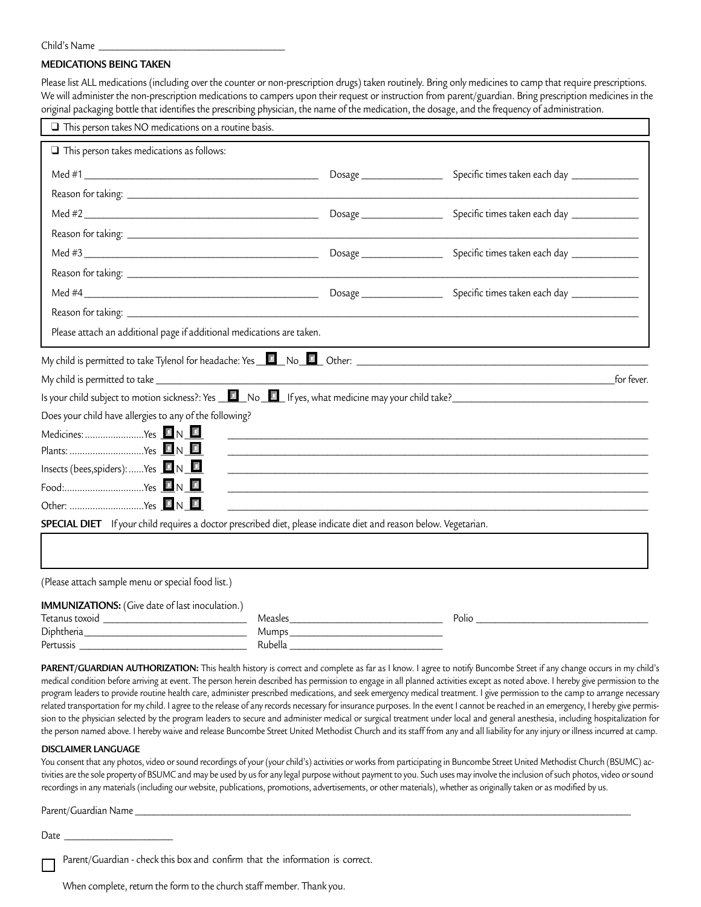Child's Name ____________________________________

## MEDICATIONS BEING TAKEN

Please list ALL medications (including over the counter or non-prescription drugs) taken routinely. Bring only medicines to camp that require prescriptions. We will administer the non-prescription medications to campers upon their request or instruction from parent/guardian. Bring prescription medicines in the original packaging bottle that identifies the prescribing physician, the name of the medication, the dosage, and the frequency of administration.

☐ This person takes NO medications on a routine basis.

☐ This person takes medications as follows:

Med #1 ____________________________________________ Dosage ________________ Specific times taken each day _____________

Reason for taking: ____________________________________________________________________________________________

Med #2 ____________________________________________ Dosage ________________ Specific times taken each day _____________

Reason for taking: ____________________________________________________________________________________________

Med #3 ____________________________________________ Dosage ________________ Specific times taken each day _____________

Reason for taking: ____________________________________________________________________________________________

Med #4 ____________________________________________ Dosage ________________ Specific times taken each day _____________

Reason for taking: ____________________________________________________________________________________________

Please attach an additional page if additional medications are taken.

My child is permitted to take Tylenol for headache: Yes ☐ No ☐ Other: ____________________________________________

My child is permitted to take ________________________________________________________________________ for fever.

Is your child subject to motion sickness?: Yes ☐ No ☐ If yes, what medicine may your child take?_______________________

Does your child have allergies to any of the following?

Medicines: ......................Yes ☐ N ☐ ____________________________________________________________

Plants: ............................Yes ☐ N ☐ ____________________________________________________________

Insects (bees,spiders): ......Yes ☐ N ☐ ____________________________________________________________

Food:..............................Yes ☐ N ☐ ____________________________________________________________

Other: ............................Yes ☐ N ☐ ____________________________________________________________

**SPECIAL DIET** If your child requires a doctor prescribed diet, please indicate diet and reason below. Vegetarian.

(Please attach sample menu or special food list.)

**IMMUNIZATIONS:** (Give date of last inoculation.)

Tetanus toxoid ____________________ Measles____________________ Polio ____________________

Diphtheria____________________ Mumps____________________

Pertussis ____________________ Rubella ____________________

**PARENT/GUARDIAN AUTHORIZATION:** This health history is correct and complete as far as I know. I agree to notify Buncombe Street if any change occurs in my child's medical condition before arriving at event. The person herein described has permission to engage in all planned activities except as noted above. I hereby give permission to the program leaders to provide routine health care, administer prescribed medications, and seek emergency medical treatment. I give permission to the camp to arrange necessary related transportation for my child. I agree to the release of any records necessary for insurance purposes. In the event I cannot be reached in an emergency, I hereby give permission to the physician selected by the program leaders to secure and administer medical or surgical treatment under local and general anesthesia, including hospitalization for the person named above. I hereby waive and release Buncombe Street United Methodist Church and its staff from any and all liability for any injury or illness incurred at camp.

### DISCLAIMER LANGUAGE

You consent that any photos, video or sound recordings of your (your child's) activities or works from participating in Buncombe Street United Methodist Church (BSUMC) activities are the sole property of BSUMC and may be used by us for any legal purpose without payment to you. Such uses may involve the inclusion of such photos, video or sound recordings in any materials (including our website, publications, promotions, advertisements, or other materials), whether as originally taken or as modified by us.

Parent/Guardian Name ____________________________________________________________________________

Date ____________________

☐ Parent/Guardian - check this box and confirm that the information is correct.

When complete, return the form to the church staff member. Thank you.